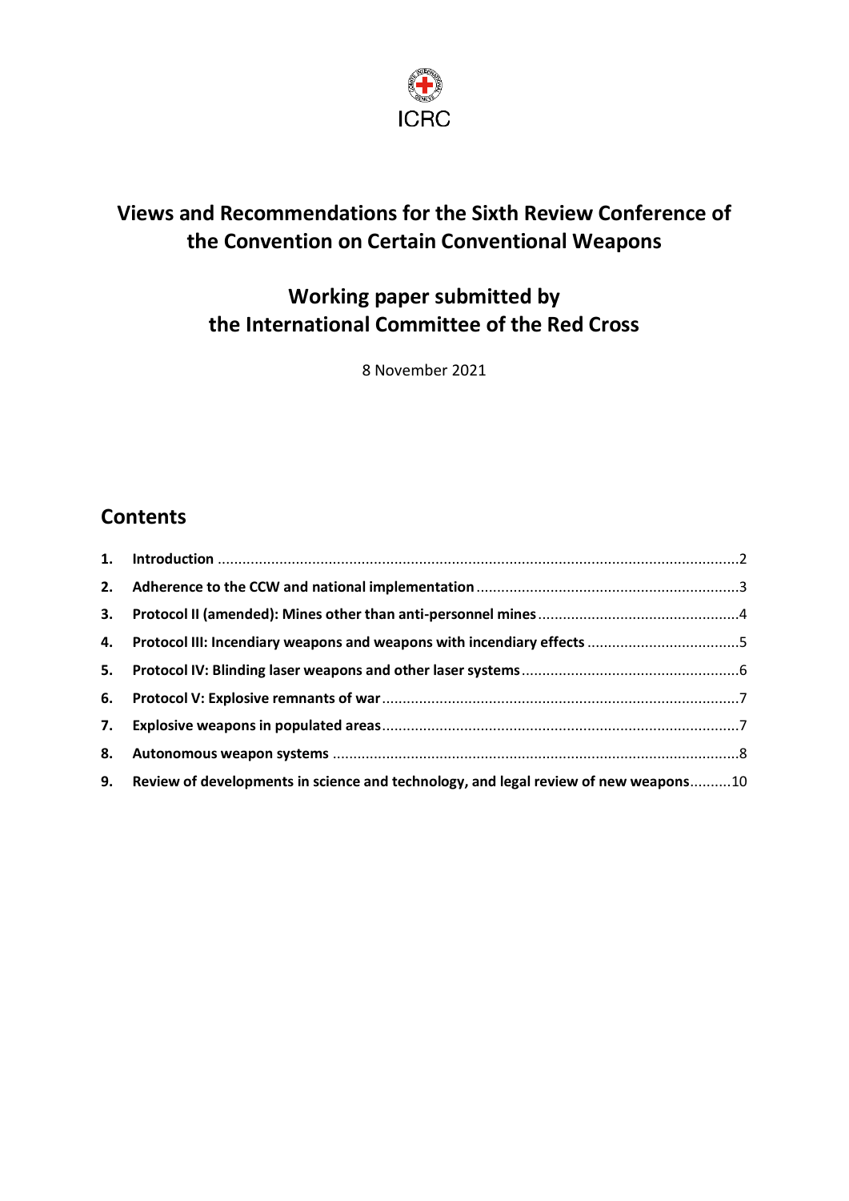ICRC

# Views and Recommendations for the Sixth Review Conference of the Convention on Certain Conventional Weapons

## Working paper submitted by the International Committee of the Red Cross

8 November 2021

## Contents

1. **Introduction** .....2
2. **Adherence to the CCW and national implementation** .....3
3. **Protocol II (amended): Mines other than anti-personnel mines** .....4
4. **Protocol III: Incendiary weapons and weapons with incendiary effects** .....5
5. **Protocol IV: Blinding laser weapons and other laser systems** .....6
6. **Protocol V: Explosive remnants of war** .....7
7. **Explosive weapons in populated areas** .....7
8. **Autonomous weapon systems** .....8
9. **Review of developments in science and technology, and legal review of new weapons** .....10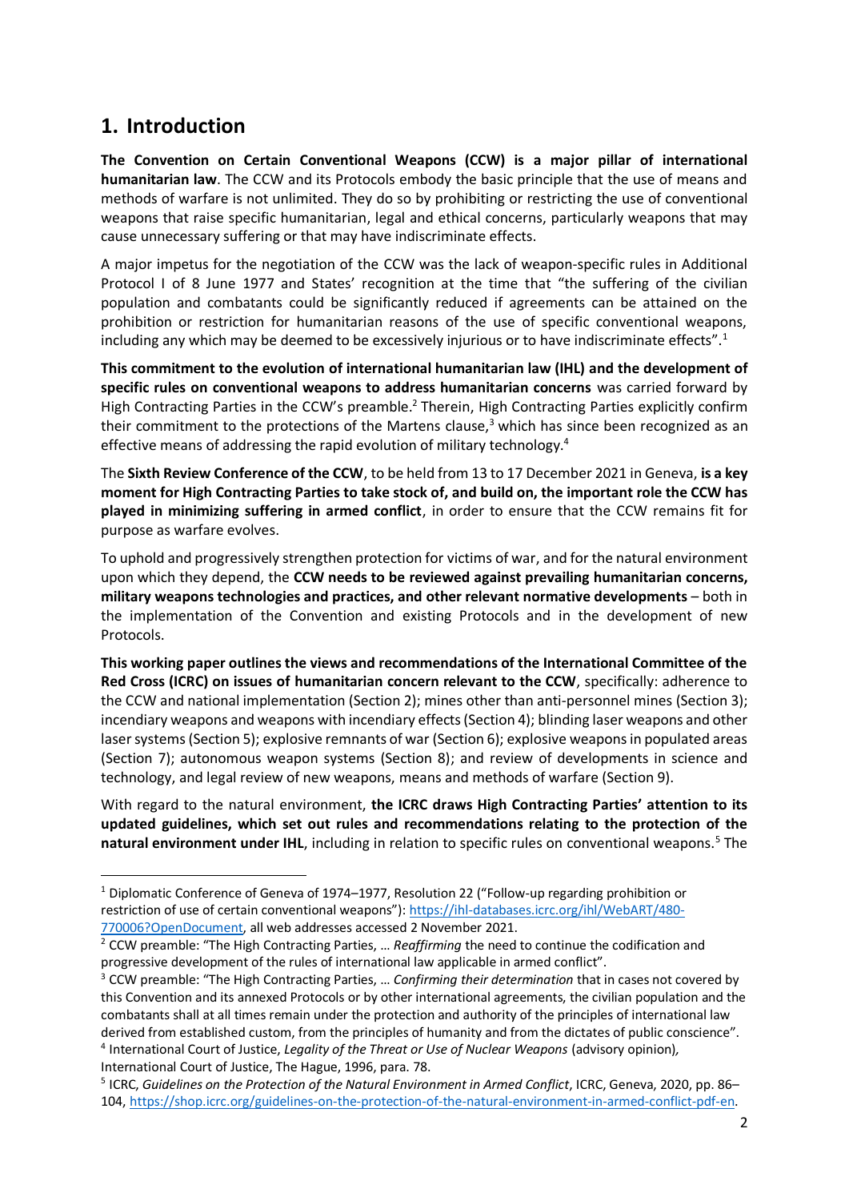# 1. Introduction

**The Convention on Certain Conventional Weapons (CCW) is a major pillar of international humanitarian law**. The CCW and its Protocols embody the basic principle that the use of means and methods of warfare is not unlimited. They do so by prohibiting or restricting the use of conventional weapons that raise specific humanitarian, legal and ethical concerns, particularly weapons that may cause unnecessary suffering or that may have indiscriminate effects.

A major impetus for the negotiation of the CCW was the lack of weapon-specific rules in Additional Protocol I of 8 June 1977 and States' recognition at the time that "the suffering of the civilian population and combatants could be significantly reduced if agreements can be attained on the prohibition or restriction for humanitarian reasons of the use of specific conventional weapons, including any which may be deemed to be excessively injurious or to have indiscriminate effects".[1]

**This commitment to the evolution of international humanitarian law (IHL) and the development of specific rules on conventional weapons to address humanitarian concerns** was carried forward by High Contracting Parties in the CCW's preamble.[2] Therein, High Contracting Parties explicitly confirm their commitment to the protections of the Martens clause,[3] which has since been recognized as an effective means of addressing the rapid evolution of military technology.[4]

The **Sixth Review Conference of the CCW**, to be held from 13 to 17 December 2021 in Geneva, **is a key moment for High Contracting Parties to take stock of, and build on, the important role the CCW has played in minimizing suffering in armed conflict**, in order to ensure that the CCW remains fit for purpose as warfare evolves.

To uphold and progressively strengthen protection for victims of war, and for the natural environment upon which they depend, the **CCW needs to be reviewed against prevailing humanitarian concerns, military weapons technologies and practices, and other relevant normative developments** – both in the implementation of the Convention and existing Protocols and in the development of new Protocols.

**This working paper outlines the views and recommendations of the International Committee of the Red Cross (ICRC) on issues of humanitarian concern relevant to the CCW**, specifically: adherence to the CCW and national implementation (Section 2); mines other than anti-personnel mines (Section 3); incendiary weapons and weapons with incendiary effects (Section 4); blinding laser weapons and other laser systems (Section 5); explosive remnants of war (Section 6); explosive weapons in populated areas (Section 7); autonomous weapon systems (Section 8); and review of developments in science and technology, and legal review of new weapons, means and methods of warfare (Section 9).

With regard to the natural environment, **the ICRC draws High Contracting Parties' attention to its updated guidelines, which set out rules and recommendations relating to the protection of the natural environment under IHL**, including in relation to specific rules on conventional weapons.[5] The

---

[1] Diplomatic Conference of Geneva of 1974–1977, Resolution 22 ("Follow-up regarding prohibition or restriction of use of certain conventional weapons"): https://ihl-databases.icrc.org/ihl/WebART/480-770006?OpenDocument, all web addresses accessed 2 November 2021.

[2] CCW preamble: "The High Contracting Parties, … *Reaffirming* the need to continue the codification and progressive development of the rules of international law applicable in armed conflict".

[3] CCW preamble: "The High Contracting Parties, … *Confirming their determination* that in cases not covered by this Convention and its annexed Protocols or by other international agreements, the civilian population and the combatants shall at all times remain under the protection and authority of the principles of international law derived from established custom, from the principles of humanity and from the dictates of public conscience".

[4] International Court of Justice, *Legality of the Threat or Use of Nuclear Weapons* (advisory opinion), International Court of Justice, The Hague, 1996, para. 78.

[5] ICRC, *Guidelines on the Protection of the Natural Environment in Armed Conflict*, ICRC, Geneva, 2020, pp. 86–104, https://shop.icrc.org/guidelines-on-the-protection-of-the-natural-environment-in-armed-conflict-pdf-en.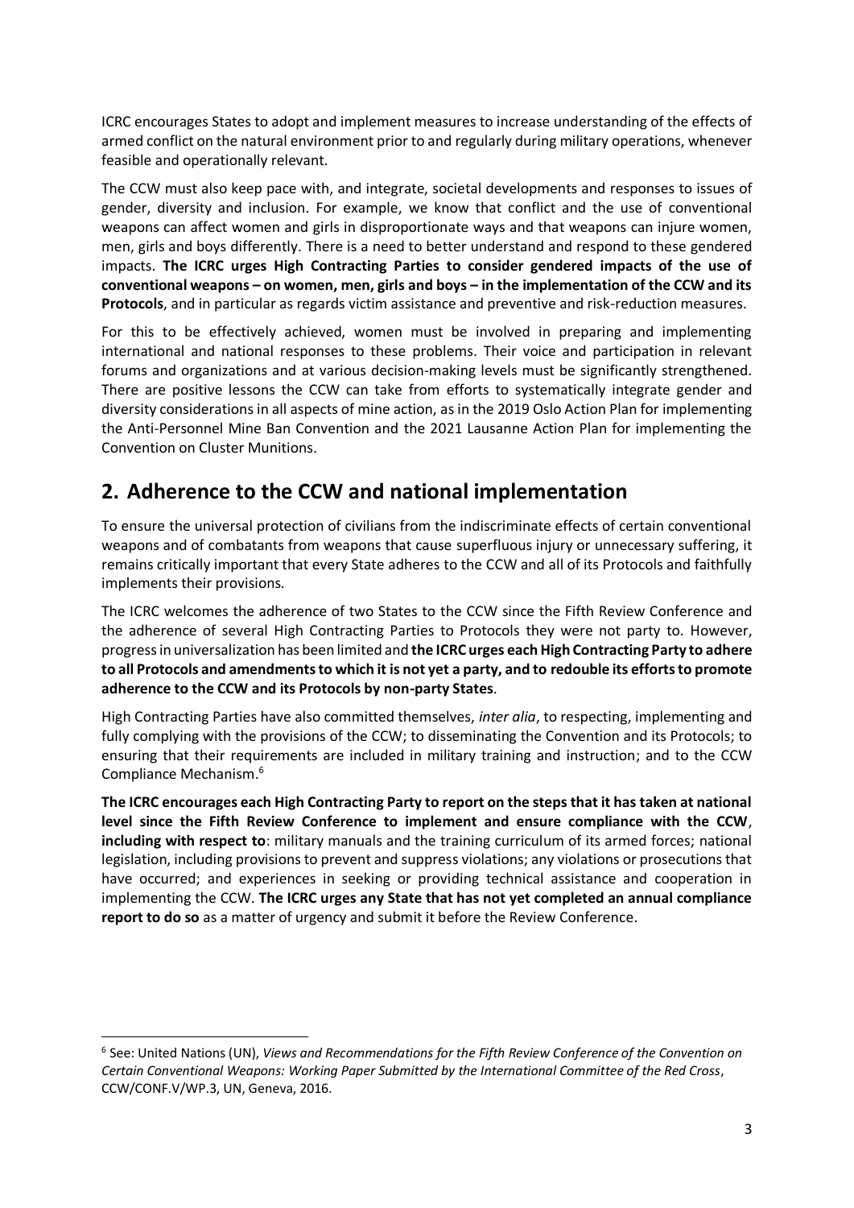ICRC encourages States to adopt and implement measures to increase understanding of the effects of armed conflict on the natural environment prior to and regularly during military operations, whenever feasible and operationally relevant.

The CCW must also keep pace with, and integrate, societal developments and responses to issues of gender, diversity and inclusion. For example, we know that conflict and the use of conventional weapons can affect women and girls in disproportionate ways and that weapons can injure women, men, girls and boys differently. There is a need to better understand and respond to these gendered impacts. **The ICRC urges High Contracting Parties to consider gendered impacts of the use of conventional weapons – on women, men, girls and boys – in the implementation of the CCW and its Protocols**, and in particular as regards victim assistance and preventive and risk-reduction measures.

For this to be effectively achieved, women must be involved in preparing and implementing international and national responses to these problems. Their voice and participation in relevant forums and organizations and at various decision-making levels must be significantly strengthened. There are positive lessons the CCW can take from efforts to systematically integrate gender and diversity considerations in all aspects of mine action, as in the 2019 Oslo Action Plan for implementing the Anti-Personnel Mine Ban Convention and the 2021 Lausanne Action Plan for implementing the Convention on Cluster Munitions.

## 2. Adherence to the CCW and national implementation

To ensure the universal protection of civilians from the indiscriminate effects of certain conventional weapons and of combatants from weapons that cause superfluous injury or unnecessary suffering, it remains critically important that every State adheres to the CCW and all of its Protocols and faithfully implements their provisions.

The ICRC welcomes the adherence of two States to the CCW since the Fifth Review Conference and the adherence of several High Contracting Parties to Protocols they were not party to. However, progress in universalization has been limited and **the ICRC urges each High Contracting Party to adhere to all Protocols and amendments to which it is not yet a party, and to redouble its efforts to promote adherence to the CCW and its Protocols by non-party States**.

High Contracting Parties have also committed themselves, *inter alia*, to respecting, implementing and fully complying with the provisions of the CCW; to disseminating the Convention and its Protocols; to ensuring that their requirements are included in military training and instruction; and to the CCW Compliance Mechanism.[6]

**The ICRC encourages each High Contracting Party to report on the steps that it has taken at national level since the Fifth Review Conference to implement and ensure compliance with the CCW**, **including with respect to**: military manuals and the training curriculum of its armed forces; national legislation, including provisions to prevent and suppress violations; any violations or prosecutions that have occurred; and experiences in seeking or providing technical assistance and cooperation in implementing the CCW. **The ICRC urges any State that has not yet completed an annual compliance report to do so** as a matter of urgency and submit it before the Review Conference.

[6] See: United Nations (UN), *Views and Recommendations for the Fifth Review Conference of the Convention on Certain Conventional Weapons: Working Paper Submitted by the International Committee of the Red Cross*, CCW/CONF.V/WP.3, UN, Geneva, 2016.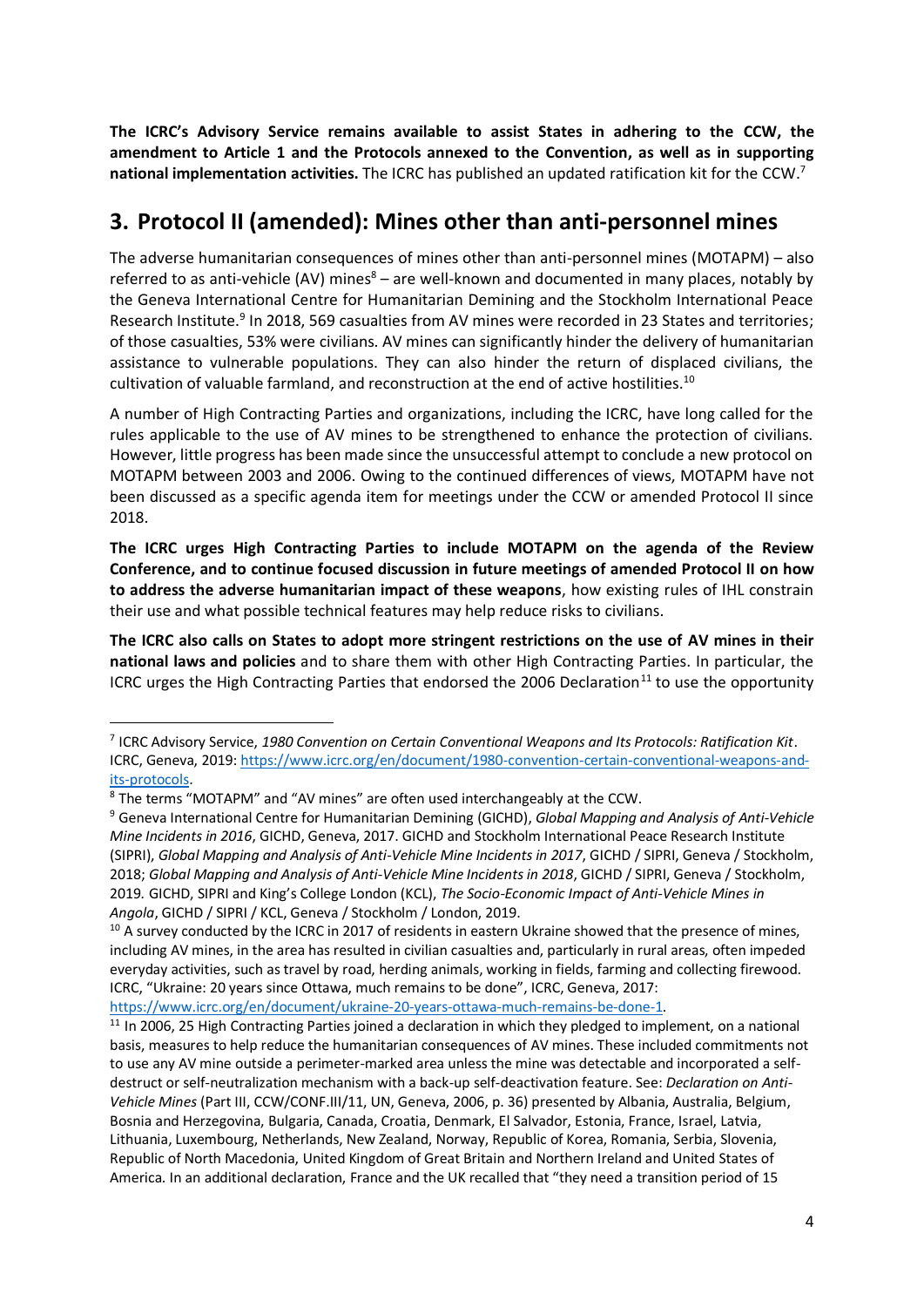**The ICRC's Advisory Service remains available to assist States in adhering to the CCW, the amendment to Article 1 and the Protocols annexed to the Convention, as well as in supporting national implementation activities.** The ICRC has published an updated ratification kit for the CCW.[7]

## 3. Protocol II (amended): Mines other than anti-personnel mines

The adverse humanitarian consequences of mines other than anti-personnel mines (MOTAPM) – also referred to as anti-vehicle (AV) mines[8] – are well-known and documented in many places, notably by the Geneva International Centre for Humanitarian Demining and the Stockholm International Peace Research Institute.[9] In 2018, 569 casualties from AV mines were recorded in 23 States and territories; of those casualties, 53% were civilians. AV mines can significantly hinder the delivery of humanitarian assistance to vulnerable populations. They can also hinder the return of displaced civilians, the cultivation of valuable farmland, and reconstruction at the end of active hostilities.[10]

A number of High Contracting Parties and organizations, including the ICRC, have long called for the rules applicable to the use of AV mines to be strengthened to enhance the protection of civilians. However, little progress has been made since the unsuccessful attempt to conclude a new protocol on MOTAPM between 2003 and 2006. Owing to the continued differences of views, MOTAPM have not been discussed as a specific agenda item for meetings under the CCW or amended Protocol II since 2018.

**The ICRC urges High Contracting Parties to include MOTAPM on the agenda of the Review Conference, and to continue focused discussion in future meetings of amended Protocol II on how to address the adverse humanitarian impact of these weapons**, how existing rules of IHL constrain their use and what possible technical features may help reduce risks to civilians.

**The ICRC also calls on States to adopt more stringent restrictions on the use of AV mines in their national laws and policies** and to share them with other High Contracting Parties. In particular, the ICRC urges the High Contracting Parties that endorsed the 2006 Declaration[11] to use the opportunity

---

[7] ICRC Advisory Service, *1980 Convention on Certain Conventional Weapons and Its Protocols: Ratification Kit*. ICRC, Geneva, 2019: https://www.icrc.org/en/document/1980-convention-certain-conventional-weapons-and-its-protocols.

[8] The terms "MOTAPM" and "AV mines" are often used interchangeably at the CCW.

[9] Geneva International Centre for Humanitarian Demining (GICHD), *Global Mapping and Analysis of Anti-Vehicle Mine Incidents in 2016*, GICHD, Geneva, 2017. GICHD and Stockholm International Peace Research Institute (SIPRI), *Global Mapping and Analysis of Anti-Vehicle Mine Incidents in 2017*, GICHD / SIPRI, Geneva / Stockholm, 2018; *Global Mapping and Analysis of Anti-Vehicle Mine Incidents in 2018*, GICHD / SIPRI, Geneva / Stockholm, 2019. GICHD, SIPRI and King's College London (KCL), *The Socio-Economic Impact of Anti-Vehicle Mines in Angola*, GICHD / SIPRI / KCL, Geneva / Stockholm / London, 2019.

[10] A survey conducted by the ICRC in 2017 of residents in eastern Ukraine showed that the presence of mines, including AV mines, in the area has resulted in civilian casualties and, particularly in rural areas, often impeded everyday activities, such as travel by road, herding animals, working in fields, farming and collecting firewood. ICRC, "Ukraine: 20 years since Ottawa, much remains to be done", ICRC, Geneva, 2017: https://www.icrc.org/en/document/ukraine-20-years-ottawa-much-remains-be-done-1.

[11] In 2006, 25 High Contracting Parties joined a declaration in which they pledged to implement, on a national basis, measures to help reduce the humanitarian consequences of AV mines. These included commitments not to use any AV mine outside a perimeter-marked area unless the mine was detectable and incorporated a self-destruct or self-neutralization mechanism with a back-up self-deactivation feature. See: *Declaration on Anti-Vehicle Mines* (Part III, CCW/CONF.III/11, UN, Geneva, 2006, p. 36) presented by Albania, Australia, Belgium, Bosnia and Herzegovina, Bulgaria, Canada, Croatia, Denmark, El Salvador, Estonia, France, Israel, Latvia, Lithuania, Luxembourg, Netherlands, New Zealand, Norway, Republic of Korea, Romania, Serbia, Slovenia, Republic of North Macedonia, United Kingdom of Great Britain and Northern Ireland and United States of America. In an additional declaration, France and the UK recalled that "they need a transition period of 15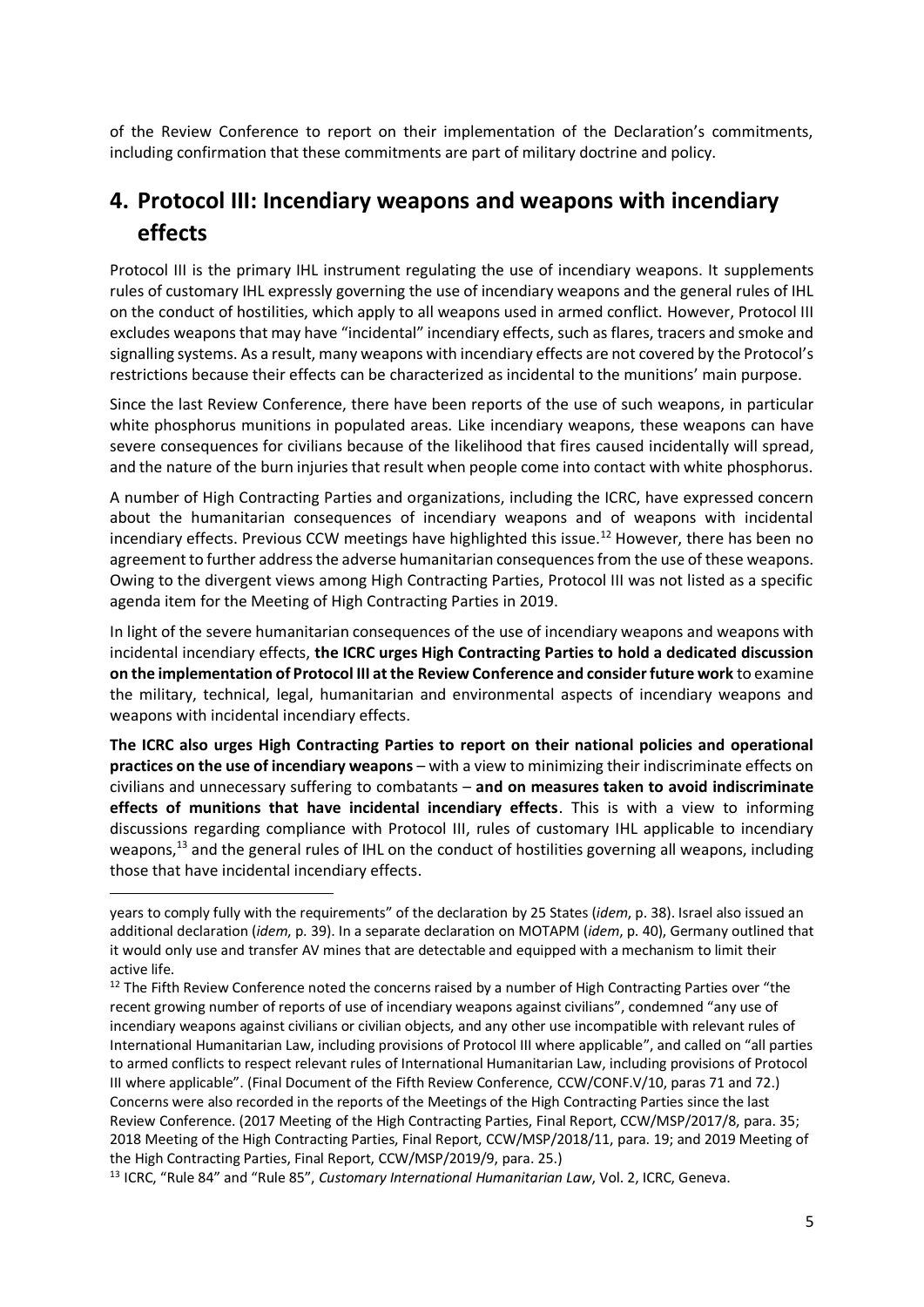of the Review Conference to report on their implementation of the Declaration's commitments, including confirmation that these commitments are part of military doctrine and policy.

## 4. Protocol III: Incendiary weapons and weapons with incendiary effects

Protocol III is the primary IHL instrument regulating the use of incendiary weapons. It supplements rules of customary IHL expressly governing the use of incendiary weapons and the general rules of IHL on the conduct of hostilities, which apply to all weapons used in armed conflict. However, Protocol III excludes weapons that may have "incidental" incendiary effects, such as flares, tracers and smoke and signalling systems. As a result, many weapons with incendiary effects are not covered by the Protocol's restrictions because their effects can be characterized as incidental to the munitions' main purpose.

Since the last Review Conference, there have been reports of the use of such weapons, in particular white phosphorus munitions in populated areas. Like incendiary weapons, these weapons can have severe consequences for civilians because of the likelihood that fires caused incidentally will spread, and the nature of the burn injuries that result when people come into contact with white phosphorus.

A number of High Contracting Parties and organizations, including the ICRC, have expressed concern about the humanitarian consequences of incendiary weapons and of weapons with incidental incendiary effects. Previous CCW meetings have highlighted this issue.[12] However, there has been no agreement to further address the adverse humanitarian consequences from the use of these weapons. Owing to the divergent views among High Contracting Parties, Protocol III was not listed as a specific agenda item for the Meeting of High Contracting Parties in 2019.

In light of the severe humanitarian consequences of the use of incendiary weapons and weapons with incidental incendiary effects, **the ICRC urges High Contracting Parties to hold a dedicated discussion on the implementation of Protocol III at the Review Conference and consider future work** to examine the military, technical, legal, humanitarian and environmental aspects of incendiary weapons and weapons with incidental incendiary effects.

**The ICRC also urges High Contracting Parties to report on their national policies and operational practices on the use of incendiary weapons** – with a view to minimizing their indiscriminate effects on civilians and unnecessary suffering to combatants – **and on measures taken to avoid indiscriminate effects of munitions that have incidental incendiary effects**. This is with a view to informing discussions regarding compliance with Protocol III, rules of customary IHL applicable to incendiary weapons,[13] and the general rules of IHL on the conduct of hostilities governing all weapons, including those that have incidental incendiary effects.

---

years to comply fully with the requirements" of the declaration by 25 States (*idem*, p. 38). Israel also issued an additional declaration (*idem*, p. 39). In a separate declaration on MOTAPM (*idem*, p. 40), Germany outlined that it would only use and transfer AV mines that are detectable and equipped with a mechanism to limit their active life.

[12] The Fifth Review Conference noted the concerns raised by a number of High Contracting Parties over "the recent growing number of reports of use of incendiary weapons against civilians", condemned "any use of incendiary weapons against civilians or civilian objects, and any other use incompatible with relevant rules of International Humanitarian Law, including provisions of Protocol III where applicable", and called on "all parties to armed conflicts to respect relevant rules of International Humanitarian Law, including provisions of Protocol III where applicable". (Final Document of the Fifth Review Conference, CCW/CONF.V/10, paras 71 and 72.) Concerns were also recorded in the reports of the Meetings of the High Contracting Parties since the last Review Conference. (2017 Meeting of the High Contracting Parties, Final Report, CCW/MSP/2017/8, para. 35; 2018 Meeting of the High Contracting Parties, Final Report, CCW/MSP/2018/11, para. 19; and 2019 Meeting of the High Contracting Parties, Final Report, CCW/MSP/2019/9, para. 25.)

[13] ICRC, "Rule 84" and "Rule 85", *Customary International Humanitarian Law*, Vol. 2, ICRC, Geneva.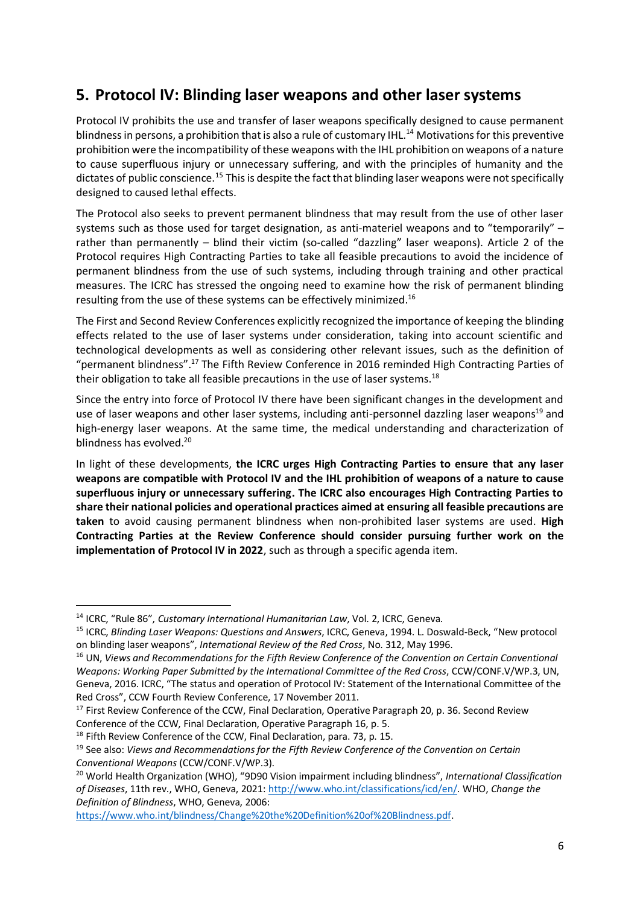## 5. Protocol IV: Blinding laser weapons and other laser systems

Protocol IV prohibits the use and transfer of laser weapons specifically designed to cause permanent blindness in persons, a prohibition that is also a rule of customary IHL.[14] Motivations for this preventive prohibition were the incompatibility of these weapons with the IHL prohibition on weapons of a nature to cause superfluous injury or unnecessary suffering, and with the principles of humanity and the dictates of public conscience.[15] This is despite the fact that blinding laser weapons were not specifically designed to caused lethal effects.

The Protocol also seeks to prevent permanent blindness that may result from the use of other laser systems such as those used for target designation, as anti-materiel weapons and to "temporarily" – rather than permanently – blind their victim (so-called "dazzling" laser weapons). Article 2 of the Protocol requires High Contracting Parties to take all feasible precautions to avoid the incidence of permanent blindness from the use of such systems, including through training and other practical measures. The ICRC has stressed the ongoing need to examine how the risk of permanent blinding resulting from the use of these systems can be effectively minimized.[16]

The First and Second Review Conferences explicitly recognized the importance of keeping the blinding effects related to the use of laser systems under consideration, taking into account scientific and technological developments as well as considering other relevant issues, such as the definition of "permanent blindness".[17] The Fifth Review Conference in 2016 reminded High Contracting Parties of their obligation to take all feasible precautions in the use of laser systems.[18]

Since the entry into force of Protocol IV there have been significant changes in the development and use of laser weapons and other laser systems, including anti-personnel dazzling laser weapons[19] and high-energy laser weapons. At the same time, the medical understanding and characterization of blindness has evolved.[20]

In light of these developments, **the ICRC urges High Contracting Parties to ensure that any laser weapons are compatible with Protocol IV and the IHL prohibition of weapons of a nature to cause superfluous injury or unnecessary suffering. The ICRC also encourages High Contracting Parties to share their national policies and operational practices aimed at ensuring all feasible precautions are taken** to avoid causing permanent blindness when non-prohibited laser systems are used. **High Contracting Parties at the Review Conference should consider pursuing further work on the implementation of Protocol IV in 2022**, such as through a specific agenda item.

---

[14] ICRC, "Rule 86", *Customary International Humanitarian Law*, Vol. 2, ICRC, Geneva.

[15] ICRC, *Blinding Laser Weapons: Questions and Answers*, ICRC, Geneva, 1994. L. Doswald-Beck, "New protocol on blinding laser weapons", *International Review of the Red Cross*, No. 312, May 1996.

[16] UN, *Views and Recommendations for the Fifth Review Conference of the Convention on Certain Conventional Weapons: Working Paper Submitted by the International Committee of the Red Cross*, CCW/CONF.V/WP.3, UN, Geneva, 2016. ICRC, "The status and operation of Protocol IV: Statement of the International Committee of the Red Cross", CCW Fourth Review Conference, 17 November 2011.

[17] First Review Conference of the CCW, Final Declaration, Operative Paragraph 20, p. 36. Second Review Conference of the CCW, Final Declaration, Operative Paragraph 16, p. 5.

[18] Fifth Review Conference of the CCW, Final Declaration, para. 73, p. 15.

[19] See also: *Views and Recommendations for the Fifth Review Conference of the Convention on Certain Conventional Weapons* (CCW/CONF.V/WP.3).

[20] World Health Organization (WHO), "9D90 Vision impairment including blindness", *International Classification of Diseases*, 11th rev., WHO, Geneva, 2021: http://www.who.int/classifications/icd/en/. WHO, *Change the Definition of Blindness*, WHO, Geneva, 2006: https://www.who.int/blindness/Change%20the%20Definition%20of%20Blindness.pdf.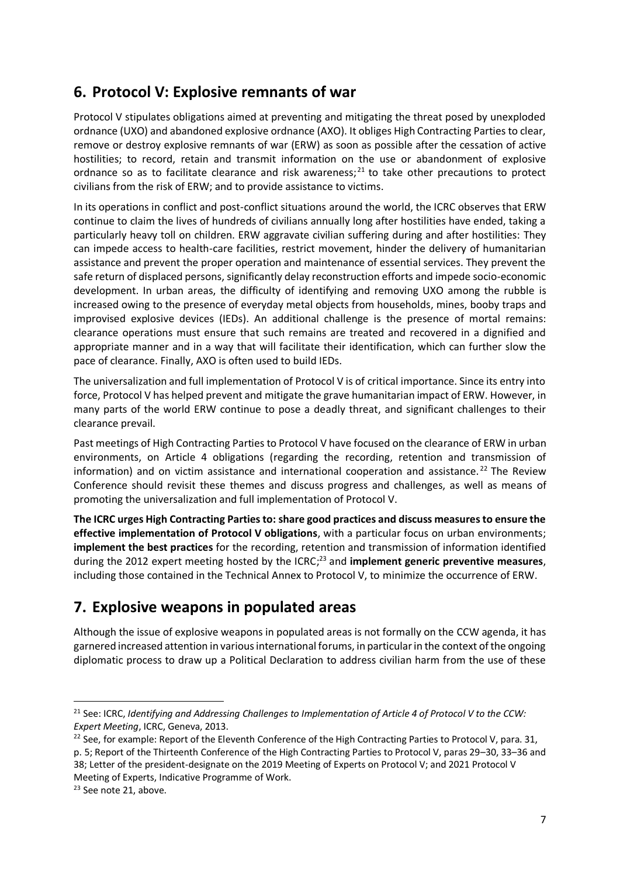## 6. Protocol V: Explosive remnants of war

Protocol V stipulates obligations aimed at preventing and mitigating the threat posed by unexploded ordnance (UXO) and abandoned explosive ordnance (AXO). It obliges High Contracting Parties to clear, remove or destroy explosive remnants of war (ERW) as soon as possible after the cessation of active hostilities; to record, retain and transmit information on the use or abandonment of explosive ordnance so as to facilitate clearance and risk awareness;[21] to take other precautions to protect civilians from the risk of ERW; and to provide assistance to victims.

In its operations in conflict and post-conflict situations around the world, the ICRC observes that ERW continue to claim the lives of hundreds of civilians annually long after hostilities have ended, taking a particularly heavy toll on children. ERW aggravate civilian suffering during and after hostilities: They can impede access to health-care facilities, restrict movement, hinder the delivery of humanitarian assistance and prevent the proper operation and maintenance of essential services. They prevent the safe return of displaced persons, significantly delay reconstruction efforts and impede socio-economic development. In urban areas, the difficulty of identifying and removing UXO among the rubble is increased owing to the presence of everyday metal objects from households, mines, booby traps and improvised explosive devices (IEDs). An additional challenge is the presence of mortal remains: clearance operations must ensure that such remains are treated and recovered in a dignified and appropriate manner and in a way that will facilitate their identification, which can further slow the pace of clearance. Finally, AXO is often used to build IEDs.

The universalization and full implementation of Protocol V is of critical importance. Since its entry into force, Protocol V has helped prevent and mitigate the grave humanitarian impact of ERW. However, in many parts of the world ERW continue to pose a deadly threat, and significant challenges to their clearance prevail.

Past meetings of High Contracting Parties to Protocol V have focused on the clearance of ERW in urban environments, on Article 4 obligations (regarding the recording, retention and transmission of information) and on victim assistance and international cooperation and assistance.[22] The Review Conference should revisit these themes and discuss progress and challenges, as well as means of promoting the universalization and full implementation of Protocol V.

**The ICRC urges High Contracting Parties to: share good practices and discuss measures to ensure the effective implementation of Protocol V obligations**, with a particular focus on urban environments; **implement the best practices** for the recording, retention and transmission of information identified during the 2012 expert meeting hosted by the ICRC;[23] and **implement generic preventive measures**, including those contained in the Technical Annex to Protocol V, to minimize the occurrence of ERW.

## 7. Explosive weapons in populated areas

Although the issue of explosive weapons in populated areas is not formally on the CCW agenda, it has garnered increased attention in various international forums, in particular in the context of the ongoing diplomatic process to draw up a Political Declaration to address civilian harm from the use of these

---

[21] See: ICRC, *Identifying and Addressing Challenges to Implementation of Article 4 of Protocol V to the CCW: Expert Meeting*, ICRC, Geneva, 2013.

[22] See, for example: Report of the Eleventh Conference of the High Contracting Parties to Protocol V, para. 31, p. 5; Report of the Thirteenth Conference of the High Contracting Parties to Protocol V, paras 29–30, 33–36 and 38; Letter of the president-designate on the 2019 Meeting of Experts on Protocol V; and 2021 Protocol V Meeting of Experts, Indicative Programme of Work.

[23] See note 21, above.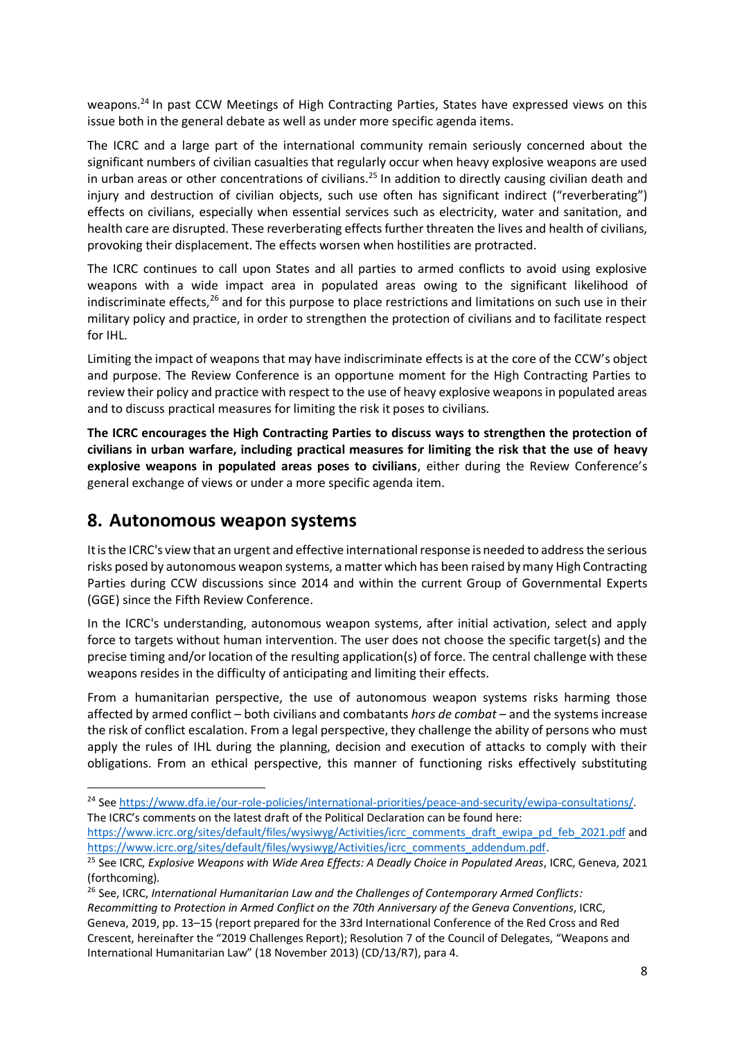weapons.[24] In past CCW Meetings of High Contracting Parties, States have expressed views on this issue both in the general debate as well as under more specific agenda items.

The ICRC and a large part of the international community remain seriously concerned about the significant numbers of civilian casualties that regularly occur when heavy explosive weapons are used in urban areas or other concentrations of civilians.[25] In addition to directly causing civilian death and injury and destruction of civilian objects, such use often has significant indirect ("reverberating") effects on civilians, especially when essential services such as electricity, water and sanitation, and health care are disrupted. These reverberating effects further threaten the lives and health of civilians, provoking their displacement. The effects worsen when hostilities are protracted.

The ICRC continues to call upon States and all parties to armed conflicts to avoid using explosive weapons with a wide impact area in populated areas owing to the significant likelihood of indiscriminate effects,[26] and for this purpose to place restrictions and limitations on such use in their military policy and practice, in order to strengthen the protection of civilians and to facilitate respect for IHL.

Limiting the impact of weapons that may have indiscriminate effects is at the core of the CCW's object and purpose. The Review Conference is an opportune moment for the High Contracting Parties to review their policy and practice with respect to the use of heavy explosive weapons in populated areas and to discuss practical measures for limiting the risk it poses to civilians.

**The ICRC encourages the High Contracting Parties to discuss ways to strengthen the protection of civilians in urban warfare, including practical measures for limiting the risk that the use of heavy explosive weapons in populated areas poses to civilians**, either during the Review Conference's general exchange of views or under a more specific agenda item.

## 8. Autonomous weapon systems

It is the ICRC's view that an urgent and effective international response is needed to address the serious risks posed by autonomous weapon systems, a matter which has been raised by many High Contracting Parties during CCW discussions since 2014 and within the current Group of Governmental Experts (GGE) since the Fifth Review Conference.

In the ICRC's understanding, autonomous weapon systems, after initial activation, select and apply force to targets without human intervention. The user does not choose the specific target(s) and the precise timing and/or location of the resulting application(s) of force. The central challenge with these weapons resides in the difficulty of anticipating and limiting their effects.

From a humanitarian perspective, the use of autonomous weapon systems risks harming those affected by armed conflict – both civilians and combatants *hors de combat* – and the systems increase the risk of conflict escalation. From a legal perspective, they challenge the ability of persons who must apply the rules of IHL during the planning, decision and execution of attacks to comply with their obligations. From an ethical perspective, this manner of functioning risks effectively substituting

---

[24] See https://www.dfa.ie/our-role-policies/international-priorities/peace-and-security/ewipa-consultations/. The ICRC's comments on the latest draft of the Political Declaration can be found here: https://www.icrc.org/sites/default/files/wysiwyg/Activities/icrc_comments_draft_ewipa_pd_feb_2021.pdf and https://www.icrc.org/sites/default/files/wysiwyg/Activities/icrc_comments_addendum.pdf.

[25] See ICRC, *Explosive Weapons with Wide Area Effects: A Deadly Choice in Populated Areas*, ICRC, Geneva, 2021 (forthcoming).

[26] See, ICRC, *International Humanitarian Law and the Challenges of Contemporary Armed Conflicts: Recommitting to Protection in Armed Conflict on the 70th Anniversary of the Geneva Conventions*, ICRC, Geneva, 2019, pp. 13–15 (report prepared for the 33rd International Conference of the Red Cross and Red Crescent, hereinafter the "2019 Challenges Report); Resolution 7 of the Council of Delegates, "Weapons and International Humanitarian Law" (18 November 2013) (CD/13/R7), para 4.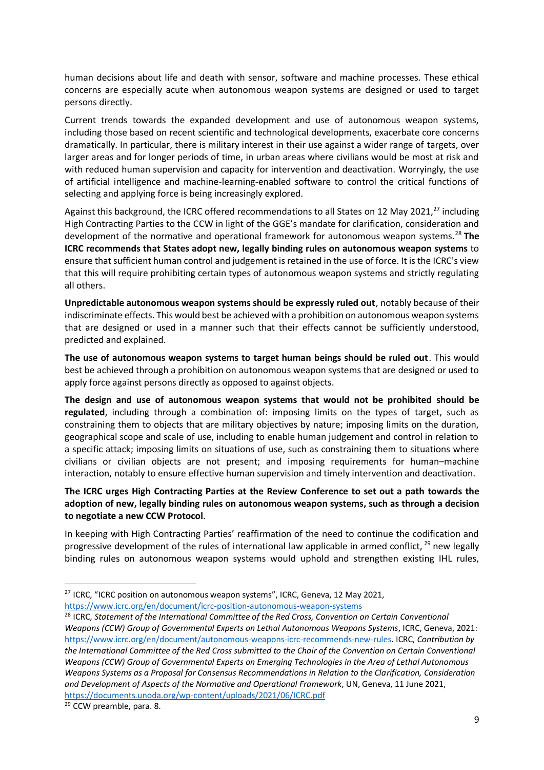human decisions about life and death with sensor, software and machine processes. These ethical concerns are especially acute when autonomous weapon systems are designed or used to target persons directly.

Current trends towards the expanded development and use of autonomous weapon systems, including those based on recent scientific and technological developments, exacerbate core concerns dramatically. In particular, there is military interest in their use against a wider range of targets, over larger areas and for longer periods of time, in urban areas where civilians would be most at risk and with reduced human supervision and capacity for intervention and deactivation. Worryingly, the use of artificial intelligence and machine-learning-enabled software to control the critical functions of selecting and applying force is being increasingly explored.

Against this background, the ICRC offered recommendations to all States on 12 May 2021,[27] including High Contracting Parties to the CCW in light of the GGE's mandate for clarification, consideration and development of the normative and operational framework for autonomous weapon systems.[28] **The ICRC recommends that States adopt new, legally binding rules on autonomous weapon systems** to ensure that sufficient human control and judgement is retained in the use of force. It is the ICRC's view that this will require prohibiting certain types of autonomous weapon systems and strictly regulating all others.

**Unpredictable autonomous weapon systems should be expressly ruled out**, notably because of their indiscriminate effects. This would best be achieved with a prohibition on autonomous weapon systems that are designed or used in a manner such that their effects cannot be sufficiently understood, predicted and explained.

**The use of autonomous weapon systems to target human beings should be ruled out**. This would best be achieved through a prohibition on autonomous weapon systems that are designed or used to apply force against persons directly as opposed to against objects.

**The design and use of autonomous weapon systems that would not be prohibited should be regulated**, including through a combination of: imposing limits on the types of target, such as constraining them to objects that are military objectives by nature; imposing limits on the duration, geographical scope and scale of use, including to enable human judgement and control in relation to a specific attack; imposing limits on situations of use, such as constraining them to situations where civilians or civilian objects are not present; and imposing requirements for human–machine interaction, notably to ensure effective human supervision and timely intervention and deactivation.

**The ICRC urges High Contracting Parties at the Review Conference to set out a path towards the adoption of new, legally binding rules on autonomous weapon systems, such as through a decision to negotiate a new CCW Protocol**.

In keeping with High Contracting Parties' reaffirmation of the need to continue the codification and progressive development of the rules of international law applicable in armed conflict,[29] new legally binding rules on autonomous weapon systems would uphold and strengthen existing IHL rules,

---

[27] ICRC, "ICRC position on autonomous weapon systems", ICRC, Geneva, 12 May 2021, https://www.icrc.org/en/document/icrc-position-autonomous-weapon-systems

[28] ICRC, *Statement of the International Committee of the Red Cross, Convention on Certain Conventional Weapons (CCW) Group of Governmental Experts on Lethal Autonomous Weapons Systems*, ICRC, Geneva, 2021: https://www.icrc.org/en/document/autonomous-weapons-icrc-recommends-new-rules. ICRC, *Contribution by the International Committee of the Red Cross submitted to the Chair of the Convention on Certain Conventional Weapons (CCW) Group of Governmental Experts on Emerging Technologies in the Area of Lethal Autonomous Weapons Systems as a Proposal for Consensus Recommendations in Relation to the Clarification, Consideration and Development of Aspects of the Normative and Operational Framework*, UN, Geneva, 11 June 2021, https://documents.unoda.org/wp-content/uploads/2021/06/ICRC.pdf

[29] CCW preamble, para. 8.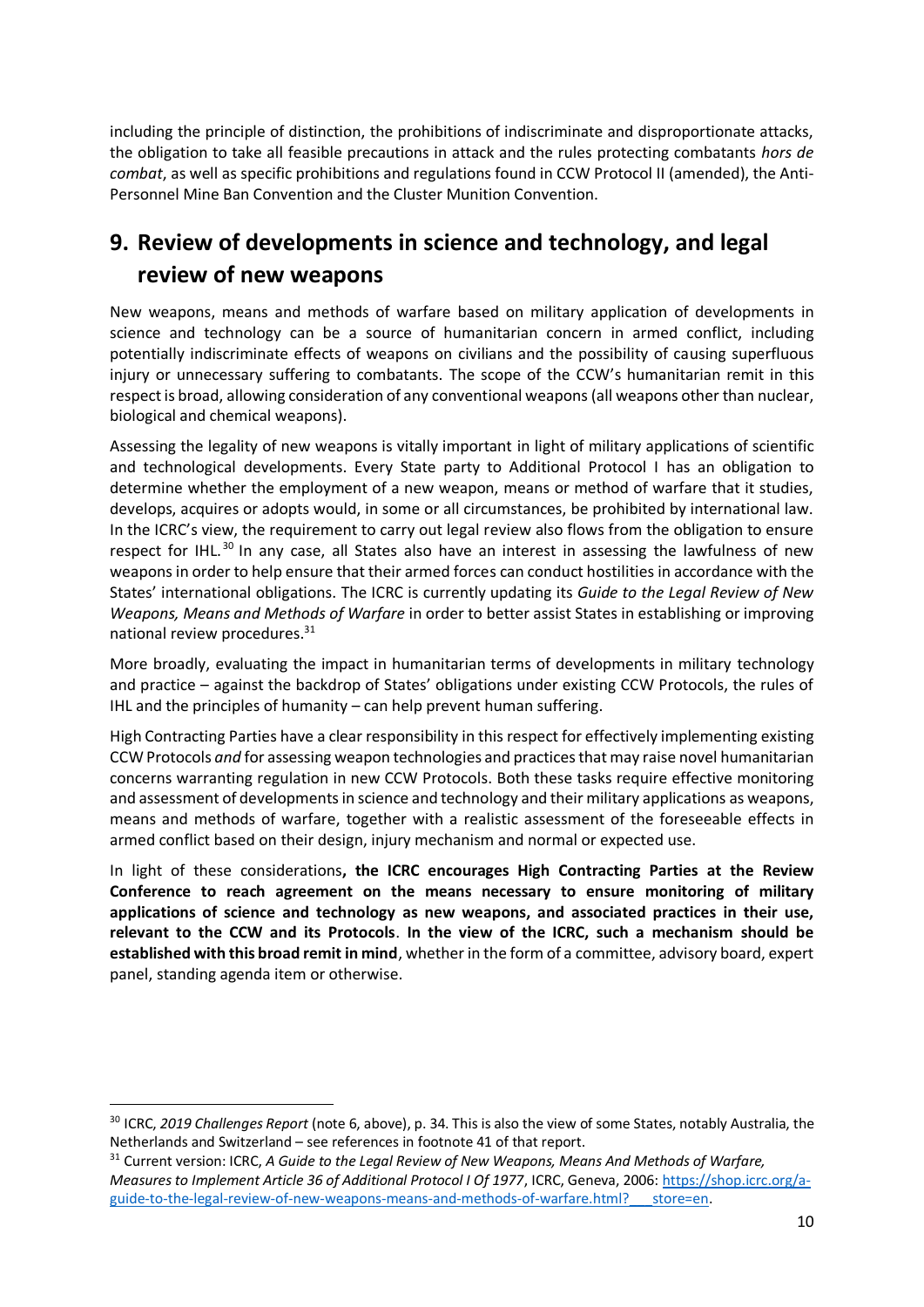including the principle of distinction, the prohibitions of indiscriminate and disproportionate attacks, the obligation to take all feasible precautions in attack and the rules protecting combatants *hors de combat*, as well as specific prohibitions and regulations found in CCW Protocol II (amended), the Anti-Personnel Mine Ban Convention and the Cluster Munition Convention.

# 9. Review of developments in science and technology, and legal review of new weapons

New weapons, means and methods of warfare based on military application of developments in science and technology can be a source of humanitarian concern in armed conflict, including potentially indiscriminate effects of weapons on civilians and the possibility of causing superfluous injury or unnecessary suffering to combatants. The scope of the CCW's humanitarian remit in this respect is broad, allowing consideration of any conventional weapons (all weapons other than nuclear, biological and chemical weapons).

Assessing the legality of new weapons is vitally important in light of military applications of scientific and technological developments. Every State party to Additional Protocol I has an obligation to determine whether the employment of a new weapon, means or method of warfare that it studies, develops, acquires or adopts would, in some or all circumstances, be prohibited by international law. In the ICRC's view, the requirement to carry out legal review also flows from the obligation to ensure respect for IHL.[30] In any case, all States also have an interest in assessing the lawfulness of new weapons in order to help ensure that their armed forces can conduct hostilities in accordance with the States' international obligations. The ICRC is currently updating its *Guide to the Legal Review of New Weapons, Means and Methods of Warfare* in order to better assist States in establishing or improving national review procedures.[31]

More broadly, evaluating the impact in humanitarian terms of developments in military technology and practice – against the backdrop of States' obligations under existing CCW Protocols, the rules of IHL and the principles of humanity – can help prevent human suffering.

High Contracting Parties have a clear responsibility in this respect for effectively implementing existing CCW Protocols *and* for assessing weapon technologies and practices that may raise novel humanitarian concerns warranting regulation in new CCW Protocols. Both these tasks require effective monitoring and assessment of developments in science and technology and their military applications as weapons, means and methods of warfare, together with a realistic assessment of the foreseeable effects in armed conflict based on their design, injury mechanism and normal or expected use.

In light of these considerations**, the ICRC encourages High Contracting Parties at the Review Conference to reach agreement on the means necessary to ensure monitoring of military applications of science and technology as new weapons, and associated practices in their use, relevant to the CCW and its Protocols**. **In the view of the ICRC, such a mechanism should be established with this broad remit in mind**, whether in the form of a committee, advisory board, expert panel, standing agenda item or otherwise.

---

[30] ICRC, *2019 Challenges Report* (note 6, above), p. 34. This is also the view of some States, notably Australia, the Netherlands and Switzerland – see references in footnote 41 of that report.

[31] Current version: ICRC, *A Guide to the Legal Review of New Weapons, Means And Methods of Warfare, Measures to Implement Article 36 of Additional Protocol I Of 1977*, ICRC, Geneva, 2006: https://shop.icrc.org/a-guide-to-the-legal-review-of-new-weapons-means-and-methods-of-warfare.html?___store=en.